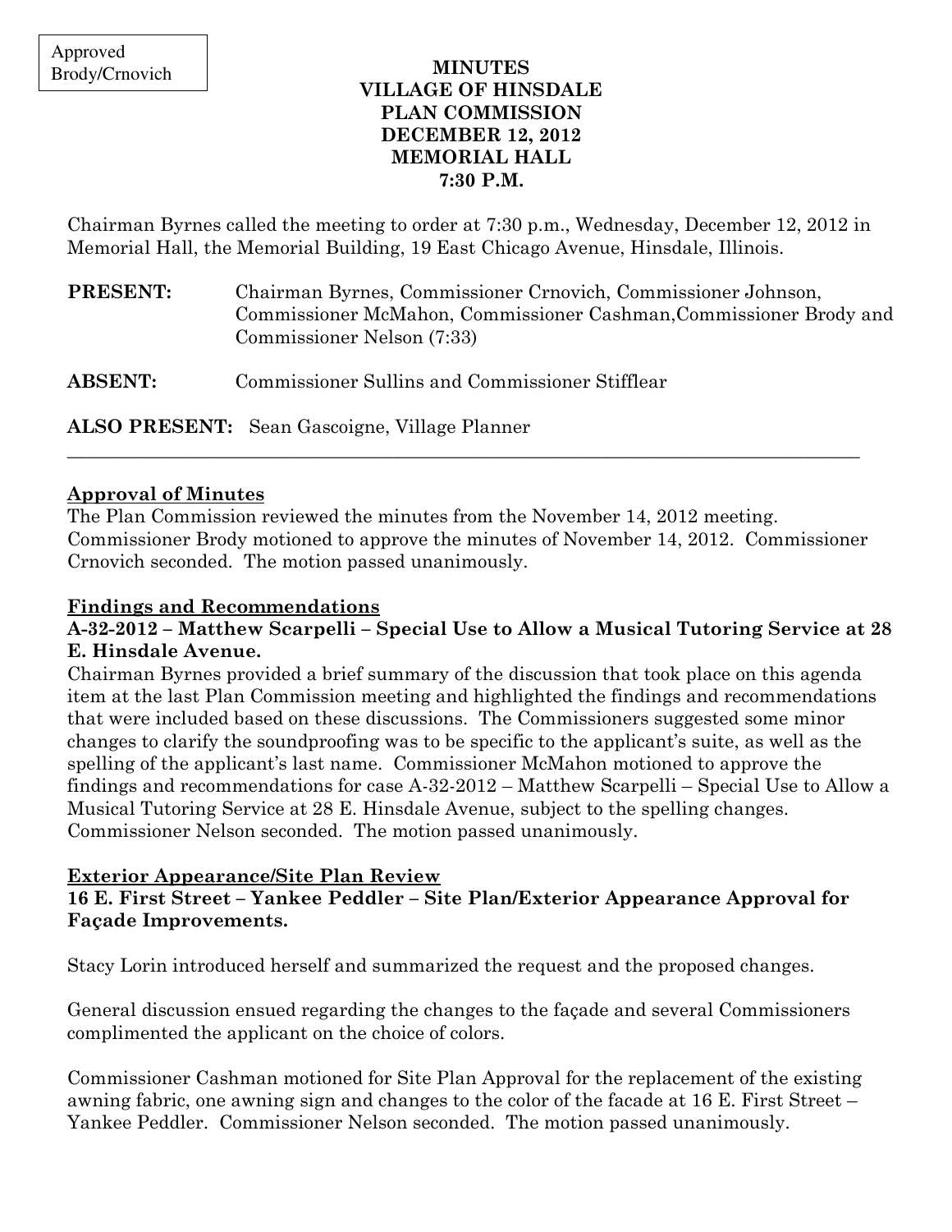Approved
Brody/Crnovich

**MINUTES**
**VILLAGE OF HINSDALE**
**PLAN COMMISSION**
**DECEMBER 12, 2012**
**MEMORIAL HALL**
**7:30 P.M.**

Chairman Byrnes called the meeting to order at 7:30 p.m., Wednesday, December 12, 2012 in Memorial Hall, the Memorial Building, 19 East Chicago Avenue, Hinsdale, Illinois.

**PRESENT:** Chairman Byrnes, Commissioner Crnovich, Commissioner Johnson, Commissioner McMahon, Commissioner Cashman,Commissioner Brody and Commissioner Nelson (7:33)

**ABSENT:** Commissioner Sullins and Commissioner Stifflear

**ALSO PRESENT:** Sean Gascoigne, Village Planner

---

**Approval of Minutes**

The Plan Commission reviewed the minutes from the November 14, 2012 meeting. Commissioner Brody motioned to approve the minutes of November 14, 2012. Commissioner Crnovich seconded. The motion passed unanimously.

**Findings and Recommendations**

**A-32-2012 – Matthew Scarpelli – Special Use to Allow a Musical Tutoring Service at 28 E. Hinsdale Avenue.**

Chairman Byrnes provided a brief summary of the discussion that took place on this agenda item at the last Plan Commission meeting and highlighted the findings and recommendations that were included based on these discussions. The Commissioners suggested some minor changes to clarify the soundproofing was to be specific to the applicant's suite, as well as the spelling of the applicant's last name. Commissioner McMahon motioned to approve the findings and recommendations for case A-32-2012 – Matthew Scarpelli – Special Use to Allow a Musical Tutoring Service at 28 E. Hinsdale Avenue, subject to the spelling changes. Commissioner Nelson seconded. The motion passed unanimously.

**Exterior Appearance/Site Plan Review**

**16 E. First Street – Yankee Peddler – Site Plan/Exterior Appearance Approval for Façade Improvements.**

Stacy Lorin introduced herself and summarized the request and the proposed changes.

General discussion ensued regarding the changes to the façade and several Commissioners complimented the applicant on the choice of colors.

Commissioner Cashman motioned for Site Plan Approval for the replacement of the existing awning fabric, one awning sign and changes to the color of the facade at 16 E. First Street – Yankee Peddler. Commissioner Nelson seconded. The motion passed unanimously.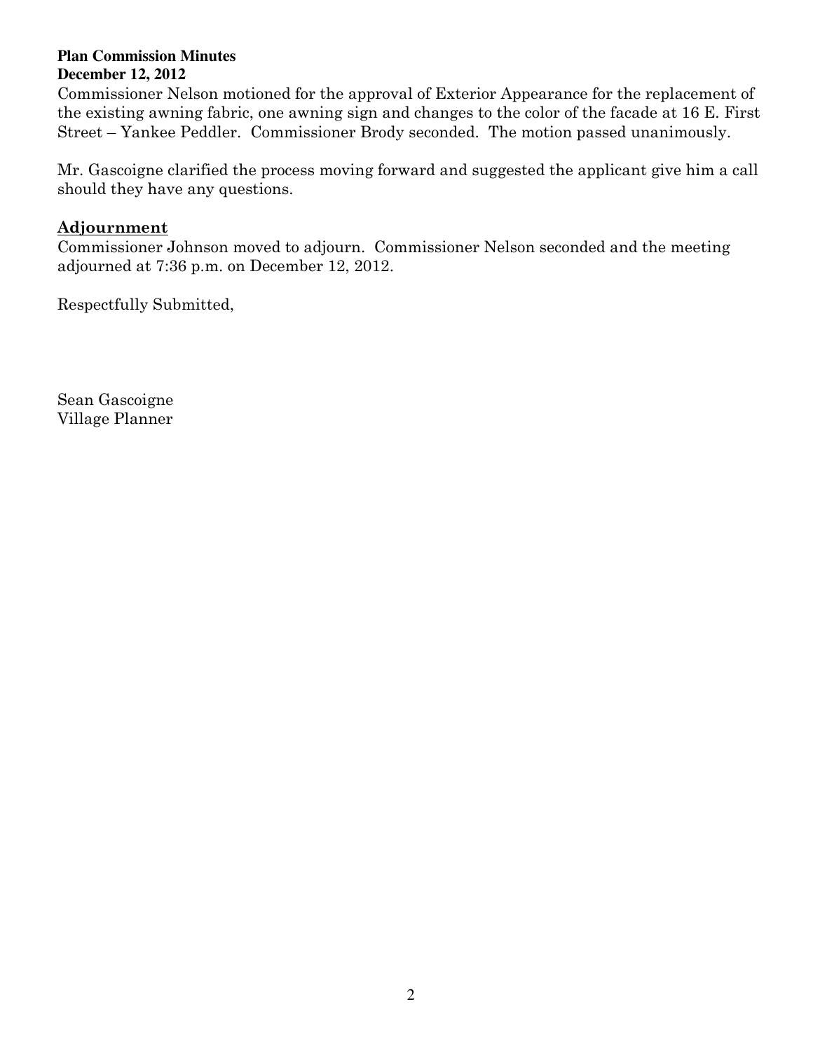Commissioner Nelson motioned for the approval of Exterior Appearance for the replacement of the existing awning fabric, one awning sign and changes to the color of the facade at 16 E. First Street – Yankee Peddler. Commissioner Brody seconded. The motion passed unanimously.

Mr. Gascoigne clarified the process moving forward and suggested the applicant give him a call should they have any questions.

## Adjournment

Commissioner Johnson moved to adjourn. Commissioner Nelson seconded and the meeting adjourned at 7:36 p.m. on December 12, 2012.

Respectfully Submitted,

Sean Gascoigne
Village Planner